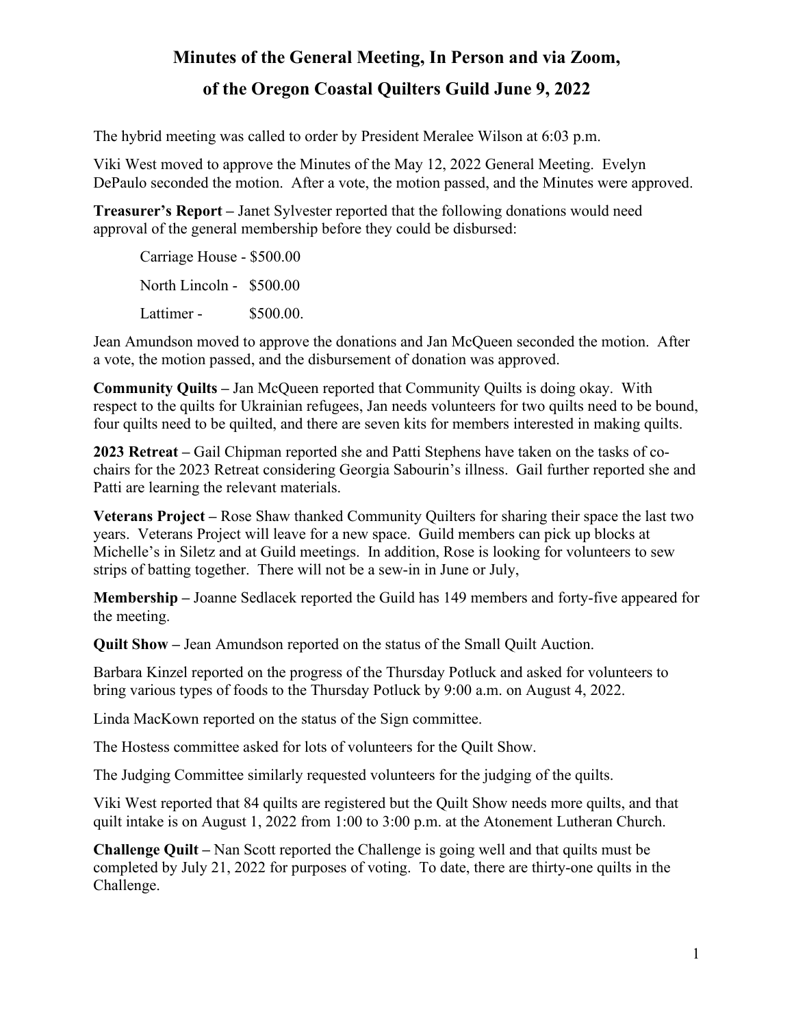# Minutes of the General Meeting, In Person and via Zoom,
# of the Oregon Coastal Quilters Guild June 9, 2022

The hybrid meeting was called to order by President Meralee Wilson at 6:03 p.m.

Viki West moved to approve the Minutes of the May 12, 2022 General Meeting. Evelyn DePaulo seconded the motion. After a vote, the motion passed, and the Minutes were approved.

**Treasurer's Report –** Janet Sylvester reported that the following donations would need approval of the general membership before they could be disbursed:

Carriage House - $500.00

North Lincoln - $500.00

Lattimer - $500.00.

Jean Amundson moved to approve the donations and Jan McQueen seconded the motion. After a vote, the motion passed, and the disbursement of donation was approved.

**Community Quilts –** Jan McQueen reported that Community Quilts is doing okay. With respect to the quilts for Ukrainian refugees, Jan needs volunteers for two quilts need to be bound, four quilts need to be quilted, and there are seven kits for members interested in making quilts.

**2023 Retreat –** Gail Chipman reported she and Patti Stephens have taken on the tasks of co-chairs for the 2023 Retreat considering Georgia Sabourin's illness. Gail further reported she and Patti are learning the relevant materials.

**Veterans Project –** Rose Shaw thanked Community Quilters for sharing their space the last two years. Veterans Project will leave for a new space. Guild members can pick up blocks at Michelle's in Siletz and at Guild meetings. In addition, Rose is looking for volunteers to sew strips of batting together. There will not be a sew-in in June or July,

**Membership –** Joanne Sedlacek reported the Guild has 149 members and forty-five appeared for the meeting.

**Quilt Show –** Jean Amundson reported on the status of the Small Quilt Auction.

Barbara Kinzel reported on the progress of the Thursday Potluck and asked for volunteers to bring various types of foods to the Thursday Potluck by 9:00 a.m. on August 4, 2022.

Linda MacKown reported on the status of the Sign committee.

The Hostess committee asked for lots of volunteers for the Quilt Show.

The Judging Committee similarly requested volunteers for the judging of the quilts.

Viki West reported that 84 quilts are registered but the Quilt Show needs more quilts, and that quilt intake is on August 1, 2022 from 1:00 to 3:00 p.m. at the Atonement Lutheran Church.

**Challenge Quilt –** Nan Scott reported the Challenge is going well and that quilts must be completed by July 21, 2022 for purposes of voting. To date, there are thirty-one quilts in the Challenge.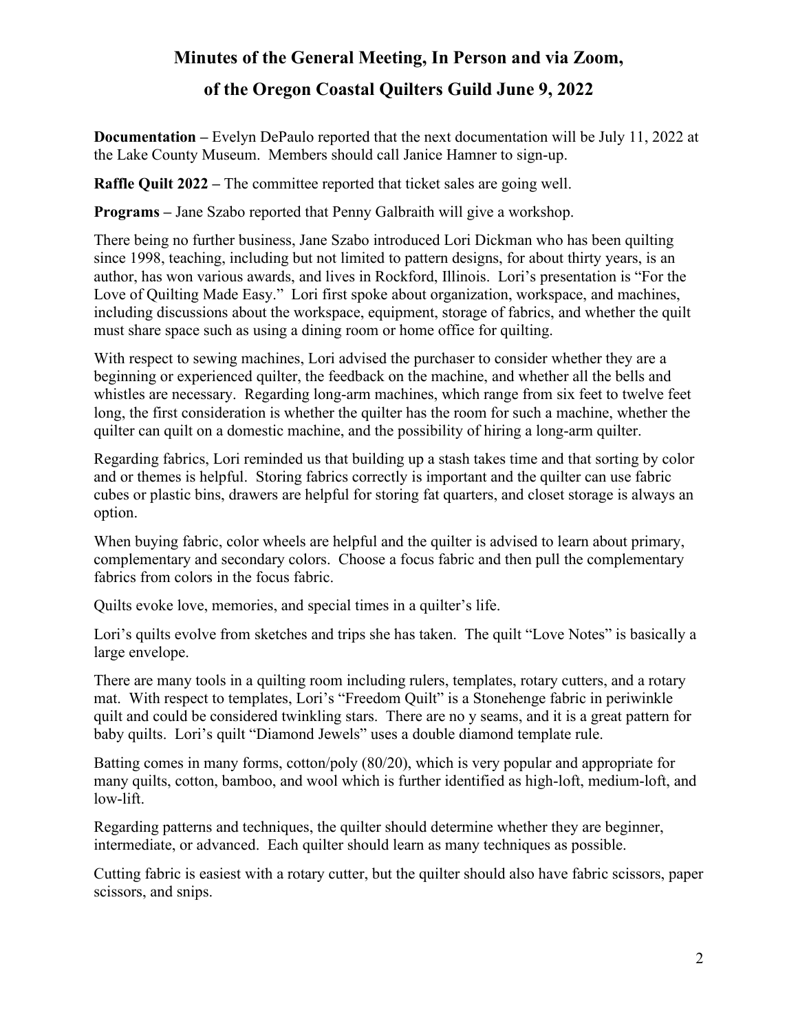# Minutes of the General Meeting, In Person and via Zoom,

# of the Oregon Coastal Quilters Guild June 9, 2022

**Documentation –** Evelyn DePaulo reported that the next documentation will be July 11, 2022 at the Lake County Museum. Members should call Janice Hamner to sign-up.

**Raffle Quilt 2022 –** The committee reported that ticket sales are going well.

**Programs –** Jane Szabo reported that Penny Galbraith will give a workshop.

There being no further business, Jane Szabo introduced Lori Dickman who has been quilting since 1998, teaching, including but not limited to pattern designs, for about thirty years, is an author, has won various awards, and lives in Rockford, Illinois. Lori's presentation is "For the Love of Quilting Made Easy." Lori first spoke about organization, workspace, and machines, including discussions about the workspace, equipment, storage of fabrics, and whether the quilt must share space such as using a dining room or home office for quilting.

With respect to sewing machines, Lori advised the purchaser to consider whether they are a beginning or experienced quilter, the feedback on the machine, and whether all the bells and whistles are necessary. Regarding long-arm machines, which range from six feet to twelve feet long, the first consideration is whether the quilter has the room for such a machine, whether the quilter can quilt on a domestic machine, and the possibility of hiring a long-arm quilter.

Regarding fabrics, Lori reminded us that building up a stash takes time and that sorting by color and or themes is helpful. Storing fabrics correctly is important and the quilter can use fabric cubes or plastic bins, drawers are helpful for storing fat quarters, and closet storage is always an option.

When buying fabric, color wheels are helpful and the quilter is advised to learn about primary, complementary and secondary colors. Choose a focus fabric and then pull the complementary fabrics from colors in the focus fabric.

Quilts evoke love, memories, and special times in a quilter's life.

Lori's quilts evolve from sketches and trips she has taken. The quilt "Love Notes" is basically a large envelope.

There are many tools in a quilting room including rulers, templates, rotary cutters, and a rotary mat. With respect to templates, Lori's "Freedom Quilt" is a Stonehenge fabric in periwinkle quilt and could be considered twinkling stars. There are no y seams, and it is a great pattern for baby quilts. Lori's quilt "Diamond Jewels" uses a double diamond template rule.

Batting comes in many forms, cotton/poly (80/20), which is very popular and appropriate for many quilts, cotton, bamboo, and wool which is further identified as high-loft, medium-loft, and low-lift.

Regarding patterns and techniques, the quilter should determine whether they are beginner, intermediate, or advanced. Each quilter should learn as many techniques as possible.

Cutting fabric is easiest with a rotary cutter, but the quilter should also have fabric scissors, paper scissors, and snips.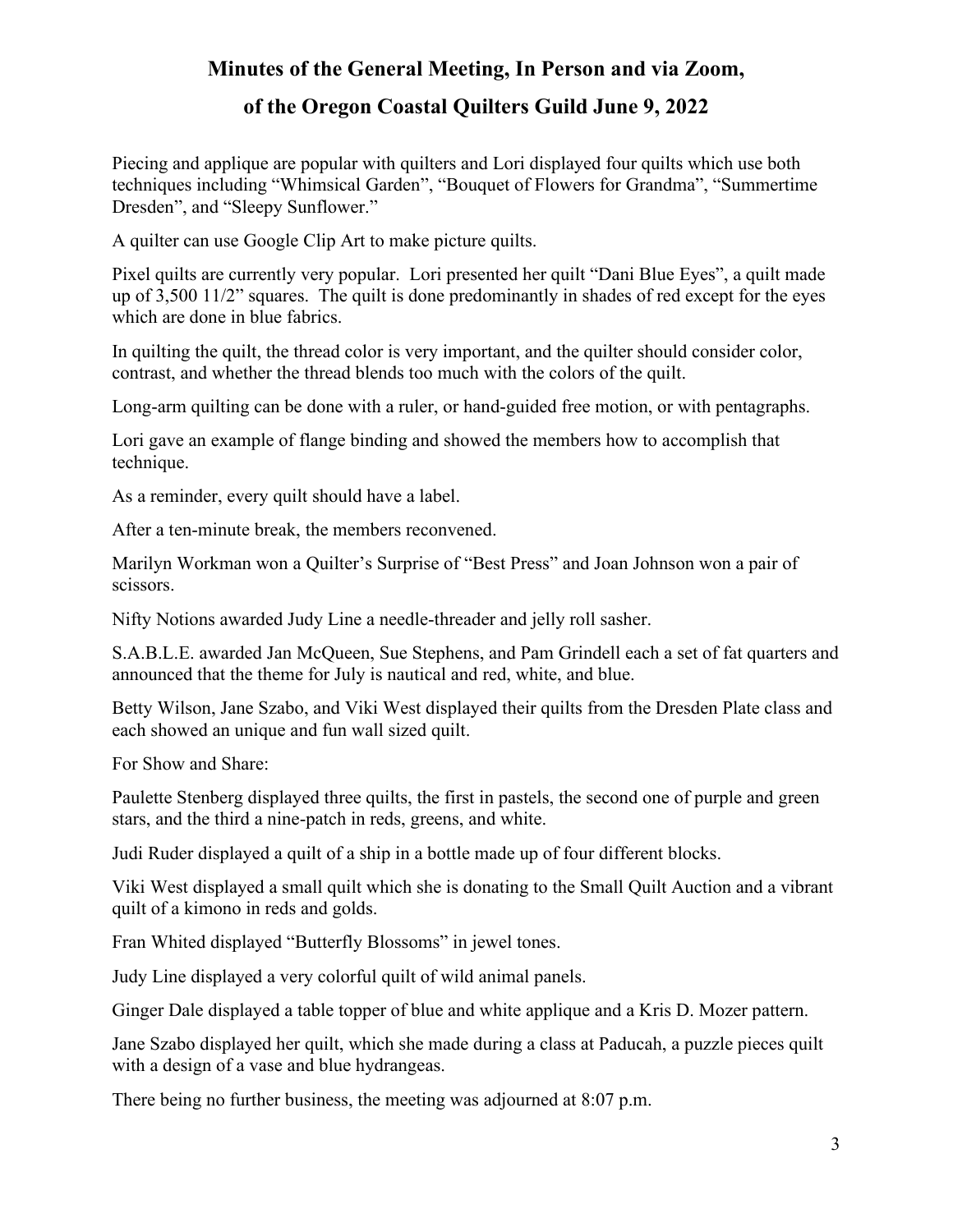# Minutes of the General Meeting, In Person and via Zoom,

# of the Oregon Coastal Quilters Guild June 9, 2022

Piecing and applique are popular with quilters and Lori displayed four quilts which use both techniques including "Whimsical Garden", "Bouquet of Flowers for Grandma", "Summertime Dresden", and "Sleepy Sunflower."

A quilter can use Google Clip Art to make picture quilts.

Pixel quilts are currently very popular. Lori presented her quilt "Dani Blue Eyes", a quilt made up of 3,500 11/2" squares. The quilt is done predominantly in shades of red except for the eyes which are done in blue fabrics.

In quilting the quilt, the thread color is very important, and the quilter should consider color, contrast, and whether the thread blends too much with the colors of the quilt.

Long-arm quilting can be done with a ruler, or hand-guided free motion, or with pentagraphs.

Lori gave an example of flange binding and showed the members how to accomplish that technique.

As a reminder, every quilt should have a label.

After a ten-minute break, the members reconvened.

Marilyn Workman won a Quilter's Surprise of "Best Press" and Joan Johnson won a pair of scissors.

Nifty Notions awarded Judy Line a needle-threader and jelly roll sasher.

S.A.B.L.E. awarded Jan McQueen, Sue Stephens, and Pam Grindell each a set of fat quarters and announced that the theme for July is nautical and red, white, and blue.

Betty Wilson, Jane Szabo, and Viki West displayed their quilts from the Dresden Plate class and each showed an unique and fun wall sized quilt.

For Show and Share:

Paulette Stenberg displayed three quilts, the first in pastels, the second one of purple and green stars, and the third a nine-patch in reds, greens, and white.

Judi Ruder displayed a quilt of a ship in a bottle made up of four different blocks.

Viki West displayed a small quilt which she is donating to the Small Quilt Auction and a vibrant quilt of a kimono in reds and golds.

Fran Whited displayed "Butterfly Blossoms" in jewel tones.

Judy Line displayed a very colorful quilt of wild animal panels.

Ginger Dale displayed a table topper of blue and white applique and a Kris D. Mozer pattern.

Jane Szabo displayed her quilt, which she made during a class at Paducah, a puzzle pieces quilt with a design of a vase and blue hydrangeas.

There being no further business, the meeting was adjourned at 8:07 p.m.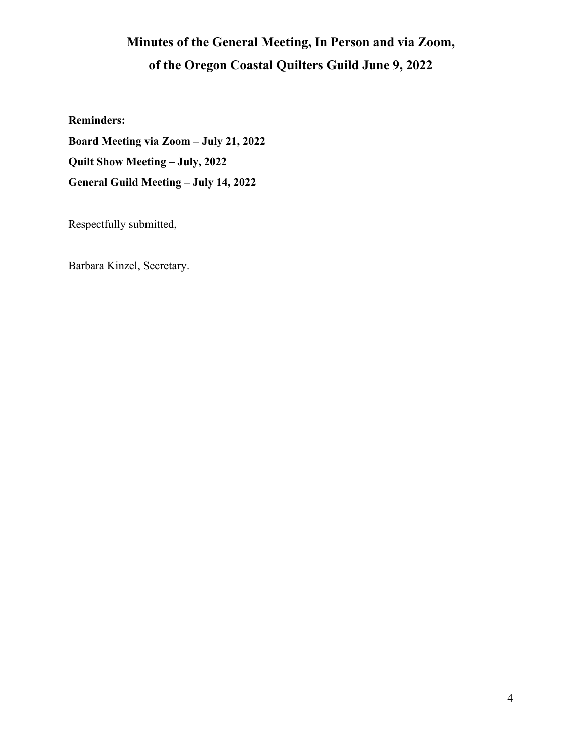# Minutes of the General Meeting, In Person and via Zoom, of the Oregon Coastal Quilters Guild June 9, 2022

**Reminders:**

**Board Meeting via Zoom – July 21, 2022**

**Quilt Show Meeting – July, 2022**

**General Guild Meeting – July 14, 2022**

Respectfully submitted,

Barbara Kinzel, Secretary.